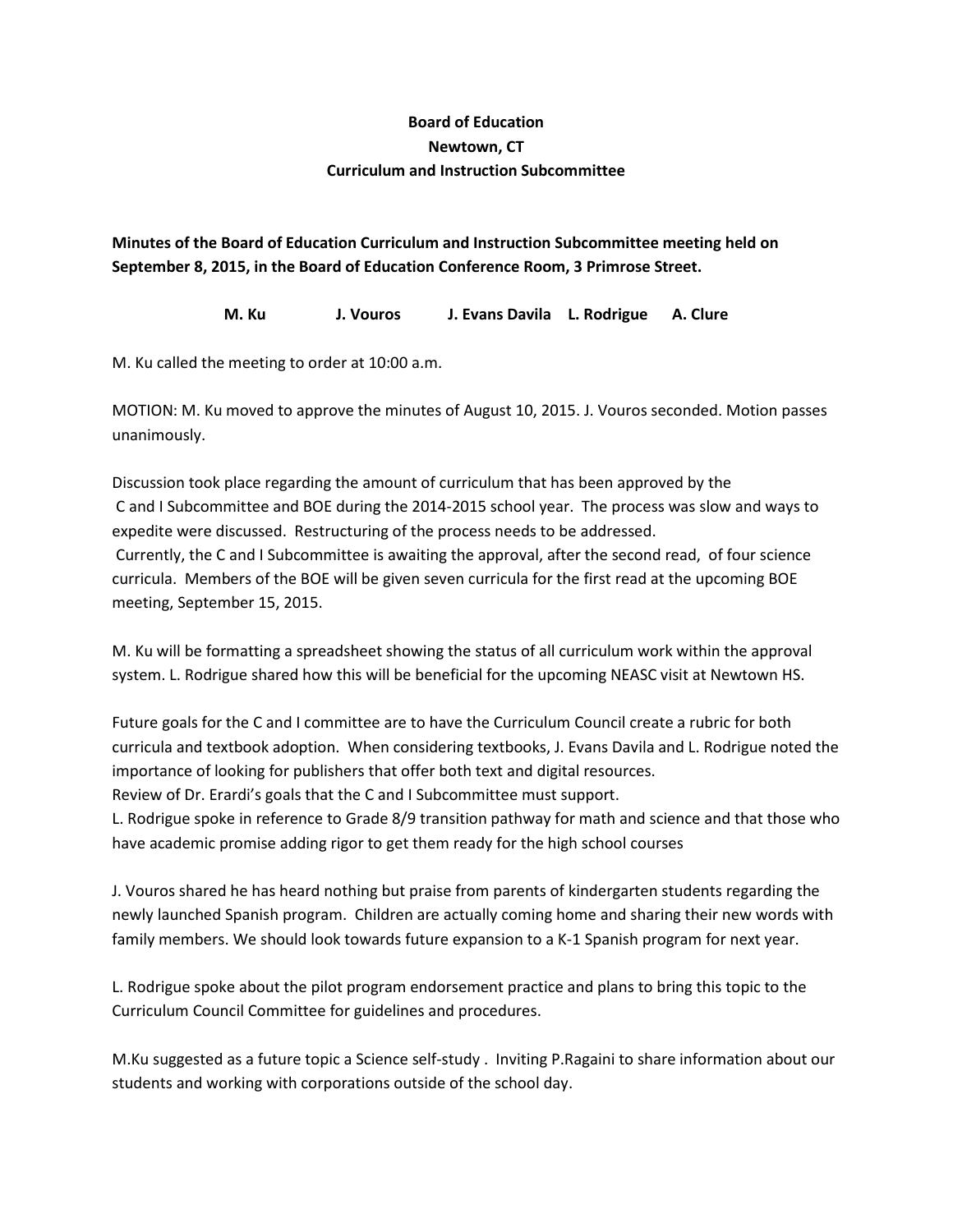**Board of Education**
**Newtown, CT**
**Curriculum and Instruction Subcommittee**

**Minutes of the Board of Education Curriculum and Instruction Subcommittee meeting held on September 8, 2015, in the Board of Education Conference Room, 3 Primrose Street.**

**M. Ku    J. Vouros    J. Evans Davila    L. Rodrigue    A. Clure**

M. Ku called the meeting to order at 10:00 a.m.

MOTION: M. Ku moved to approve the minutes of August 10, 2015. J. Vouros seconded. Motion passes unanimously.

Discussion took place regarding the amount of curriculum that has been approved by the C and I Subcommittee and BOE during the 2014-2015 school year. The process was slow and ways to expedite were discussed. Restructuring of the process needs to be addressed.
Currently, the C and I Subcommittee is awaiting the approval, after the second read, of four science curricula. Members of the BOE will be given seven curricula for the first read at the upcoming BOE meeting, September 15, 2015.

M. Ku will be formatting a spreadsheet showing the status of all curriculum work within the approval system. L. Rodrigue shared how this will be beneficial for the upcoming NEASC visit at Newtown HS.

Future goals for the C and I committee are to have the Curriculum Council create a rubric for both curricula and textbook adoption. When considering textbooks, J. Evans Davila and L. Rodrigue noted the importance of looking for publishers that offer both text and digital resources.
Review of Dr. Erardi's goals that the C and I Subcommittee must support.
L. Rodrigue spoke in reference to Grade 8/9 transition pathway for math and science and that those who have academic promise adding rigor to get them ready for the high school courses

J. Vouros shared he has heard nothing but praise from parents of kindergarten students regarding the newly launched Spanish program. Children are actually coming home and sharing their new words with family members. We should look towards future expansion to a K-1 Spanish program for next year.

L. Rodrigue spoke about the pilot program endorsement practice and plans to bring this topic to the Curriculum Council Committee for guidelines and procedures.

M.Ku suggested as a future topic a Science self-study . Inviting P.Ragaini to share information about our students and working with corporations outside of the school day.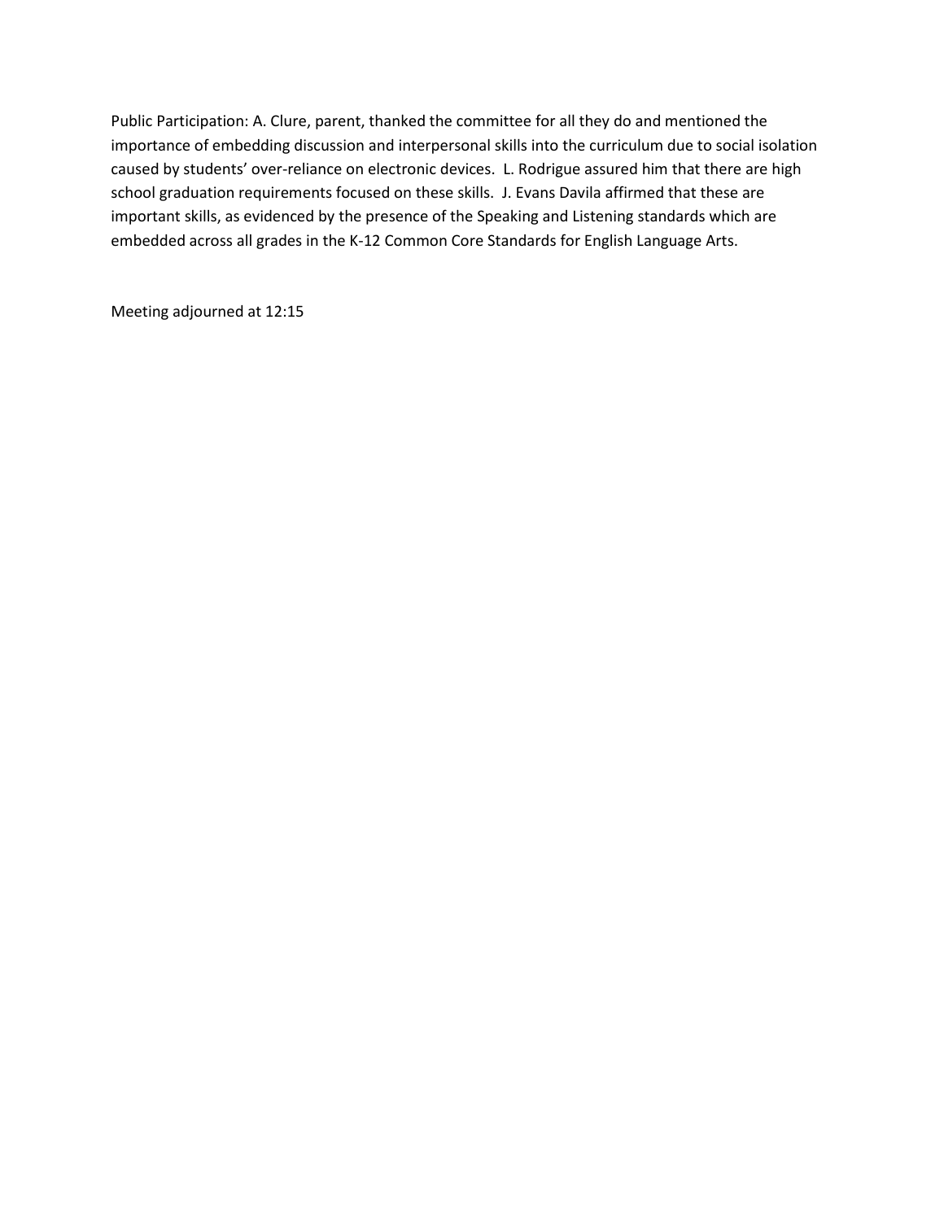Public Participation: A. Clure, parent, thanked the committee for all they do and mentioned the importance of embedding discussion and interpersonal skills into the curriculum due to social isolation caused by students' over-reliance on electronic devices. L. Rodrigue assured him that there are high school graduation requirements focused on these skills. J. Evans Davila affirmed that these are important skills, as evidenced by the presence of the Speaking and Listening standards which are embedded across all grades in the K-12 Common Core Standards for English Language Arts.

Meeting adjourned at 12:15